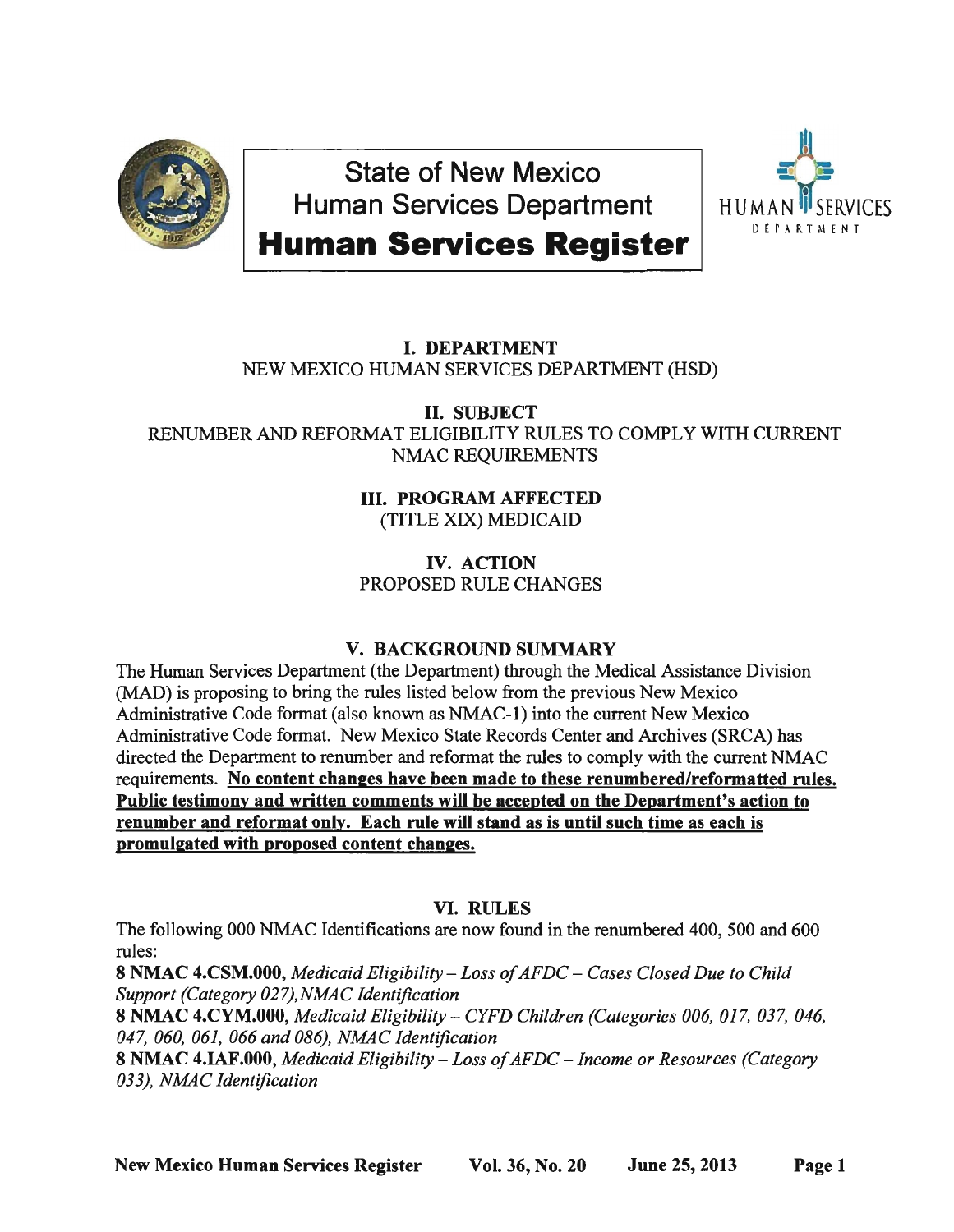# State of New Mexico
# Human Services Department
# **Human Services Register**

## I. DEPARTMENT
NEW MEXICO HUMAN SERVICES DEPARTMENT (HSD)

## II. SUBJECT
RENUMBER AND REFORMAT ELIGIBILITY RULES TO COMPLY WITH CURRENT NMAC REQUIREMENTS

## III. PROGRAM AFFECTED
(TITLE XIX) MEDICAID

## IV. ACTION
PROPOSED RULE CHANGES

## V. BACKGROUND SUMMARY
The Human Services Department (the Department) through the Medical Assistance Division (MAD) is proposing to bring the rules listed below from the previous New Mexico Administrative Code format (also known as NMAC-1) into the current New Mexico Administrative Code format. New Mexico State Records Center and Archives (SRCA) has directed the Department to renumber and reformat the rules to comply with the current NMAC requirements. **No content changes have been made to these renumbered/reformatted rules. Public testimony and written comments will be accepted on the Department's action to renumber and reformat only. Each rule will stand as is until such time as each is promulgated with proposed content changes.**

## VI. RULES
The following 000 NMAC Identifications are now found in the renumbered 400, 500 and 600 rules:

**8 NMAC 4.CSM.000**, *Medicaid Eligibility – Loss of AFDC – Cases Closed Due to Child Support (Category 027), NMAC Identification*

**8 NMAC 4.CYM.000**, *Medicaid Eligibility – CYFD Children (Categories 006, 017, 037, 046, 047, 060, 061, 066 and 086), NMAC Identification*

**8 NMAC 4.IAF.000**, *Medicaid Eligibility – Loss of AFDC – Income or Resources (Category 033), NMAC Identification*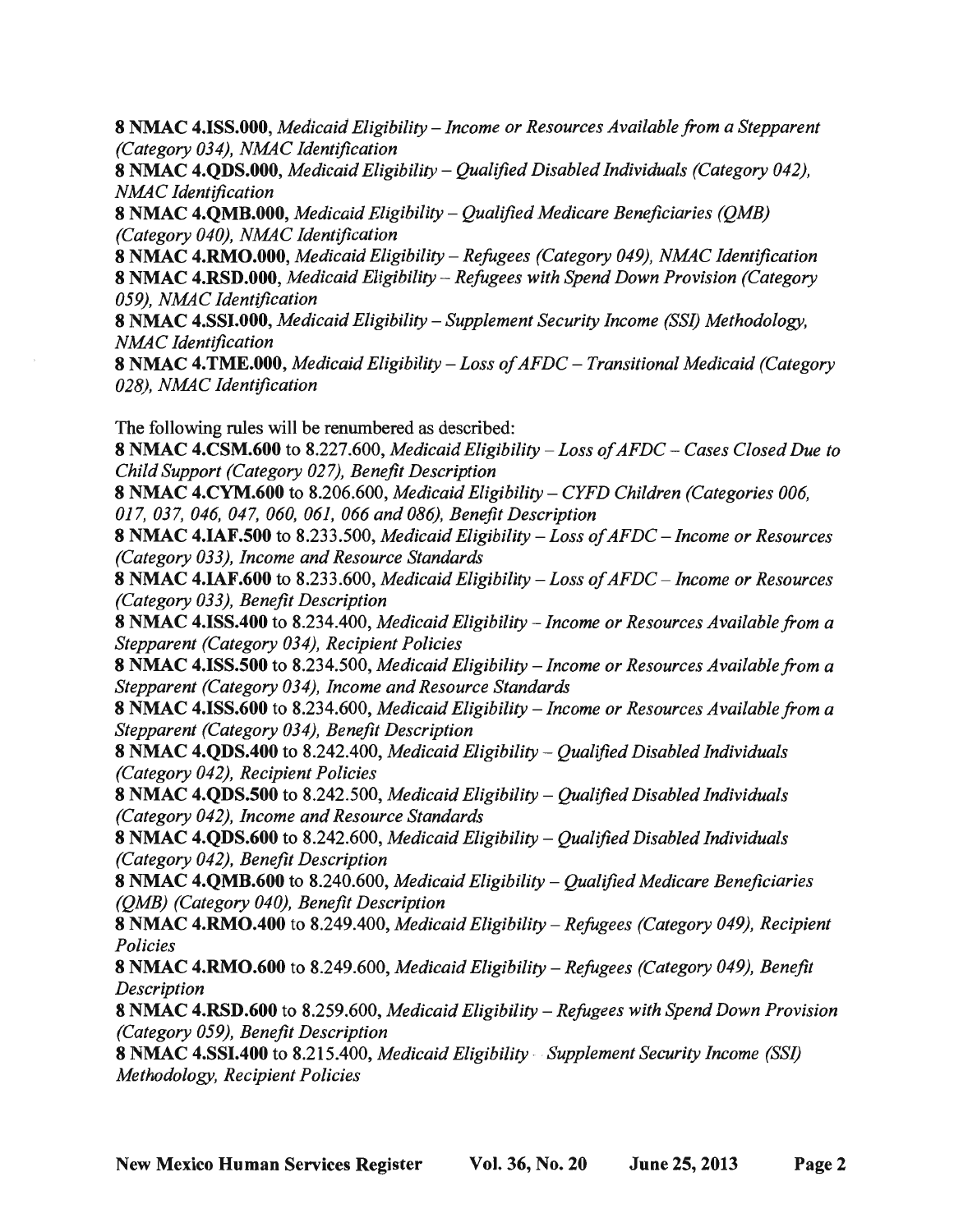**8 NMAC 4.ISS.000**, *Medicaid Eligibility – Income or Resources Available from a Stepparent (Category 034), NMAC Identification*
**8 NMAC 4.QDS.000**, *Medicaid Eligibility – Qualified Disabled Individuals (Category 042), NMAC Identification*
**8 NMAC 4.QMB.000**, *Medicaid Eligibility – Qualified Medicare Beneficiaries (QMB) (Category 040), NMAC Identification*
**8 NMAC 4.RMO.000**, *Medicaid Eligibility – Refugees (Category 049), NMAC Identification*
**8 NMAC 4.RSD.000**, *Medicaid Eligibility – Refugees with Spend Down Provision (Category 059), NMAC Identification*
**8 NMAC 4.SSI.000**, *Medicaid Eligibility – Supplement Security Income (SSI) Methodology, NMAC Identification*
**8 NMAC 4.TME.000**, *Medicaid Eligibility – Loss of AFDC – Transitional Medicaid (Category 028), NMAC Identification*

The following rules will be renumbered as described:
**8 NMAC 4.CSM.600** to 8.227.600, *Medicaid Eligibility – Loss of AFDC – Cases Closed Due to Child Support (Category 027), Benefit Description*
**8 NMAC 4.CYM.600** to 8.206.600, *Medicaid Eligibility – CYFD Children (Categories 006, 017, 037, 046, 047, 060, 061, 066 and 086), Benefit Description*
**8 NMAC 4.IAF.500** to 8.233.500, *Medicaid Eligibility – Loss of AFDC – Income or Resources (Category 033), Income and Resource Standards*
**8 NMAC 4.IAF.600** to 8.233.600, *Medicaid Eligibility – Loss of AFDC – Income or Resources (Category 033), Benefit Description*
**8 NMAC 4.ISS.400** to 8.234.400, *Medicaid Eligibility – Income or Resources Available from a Stepparent (Category 034), Recipient Policies*
**8 NMAC 4.ISS.500** to 8.234.500, *Medicaid Eligibility – Income or Resources Available from a Stepparent (Category 034), Income and Resource Standards*
**8 NMAC 4.ISS.600** to 8.234.600, *Medicaid Eligibility – Income or Resources Available from a Stepparent (Category 034), Benefit Description*
**8 NMAC 4.QDS.400** to 8.242.400, *Medicaid Eligibility – Qualified Disabled Individuals (Category 042), Recipient Policies*
**8 NMAC 4.QDS.500** to 8.242.500, *Medicaid Eligibility – Qualified Disabled Individuals (Category 042), Income and Resource Standards*
**8 NMAC 4.QDS.600** to 8.242.600, *Medicaid Eligibility – Qualified Disabled Individuals (Category 042), Benefit Description*
**8 NMAC 4.QMB.600** to 8.240.600, *Medicaid Eligibility – Qualified Medicare Beneficiaries (QMB) (Category 040), Benefit Description*
**8 NMAC 4.RMO.400** to 8.249.400, *Medicaid Eligibility – Refugees (Category 049), Recipient Policies*
**8 NMAC 4.RMO.600** to 8.249.600, *Medicaid Eligibility – Refugees (Category 049), Benefit Description*
**8 NMAC 4.RSD.600** to 8.259.600, *Medicaid Eligibility – Refugees with Spend Down Provision (Category 059), Benefit Description*
**8 NMAC 4.SSI.400** to 8.215.400, *Medicaid Eligibility – Supplement Security Income (SSI) Methodology, Recipient Policies*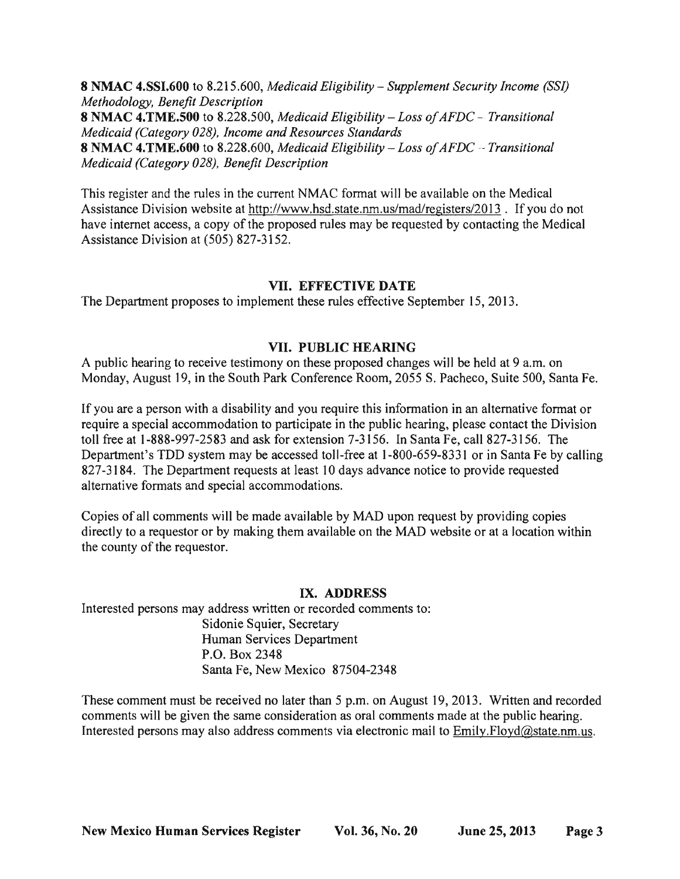**8 NMAC 4.SSI.600** to 8.215.600, *Medicaid Eligibility – Supplement Security Income (SSI) Methodology, Benefit Description*
**8 NMAC 4.TME.500** to 8.228.500, *Medicaid Eligibility – Loss of AFDC – Transitional Medicaid (Category 028), Income and Resources Standards*
**8 NMAC 4.TME.600** to 8.228.600, *Medicaid Eligibility – Loss of AFDC – Transitional Medicaid (Category 028), Benefit Description*

This register and the rules in the current NMAC format will be available on the Medical Assistance Division website at http://www.hsd.state.nm.us/mad/registers/2013 . If you do not have internet access, a copy of the proposed rules may be requested by contacting the Medical Assistance Division at (505) 827-3152.

## VII. EFFECTIVE DATE

The Department proposes to implement these rules effective September 15, 2013.

## VII. PUBLIC HEARING

A public hearing to receive testimony on these proposed changes will be held at 9 a.m. on Monday, August 19, in the South Park Conference Room, 2055 S. Pacheco, Suite 500, Santa Fe.

If you are a person with a disability and you require this information in an alternative format or require a special accommodation to participate in the public hearing, please contact the Division toll free at 1-888-997-2583 and ask for extension 7-3156. In Santa Fe, call 827-3156. The Department's TDD system may be accessed toll-free at 1-800-659-8331 or in Santa Fe by calling 827-3184. The Department requests at least 10 days advance notice to provide requested alternative formats and special accommodations.

Copies of all comments will be made available by MAD upon request by providing copies directly to a requestor or by making them available on the MAD website or at a location within the county of the requestor.

## IX. ADDRESS

Interested persons may address written or recorded comments to:

Sidonie Squier, Secretary
Human Services Department
P.O. Box 2348
Santa Fe, New Mexico 87504-2348

These comment must be received no later than 5 p.m. on August 19, 2013. Written and recorded comments will be given the same consideration as oral comments made at the public hearing. Interested persons may also address comments via electronic mail to Emily.Floyd@state.nm.us.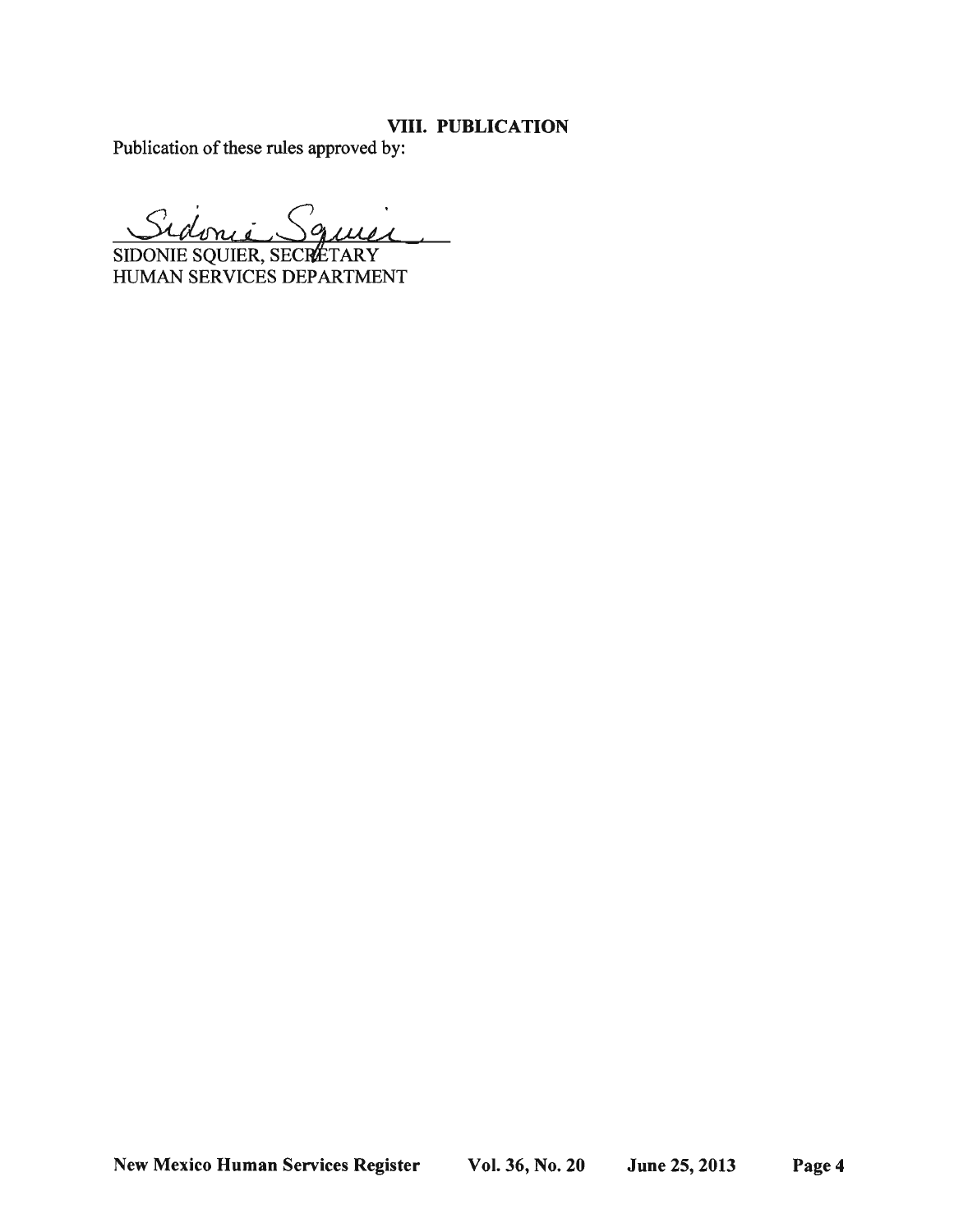## VIII. PUBLICATION

Publication of these rules approved by:

Sidonie Squier

SIDONIE SQUIER, SECRETARY
HUMAN SERVICES DEPARTMENT